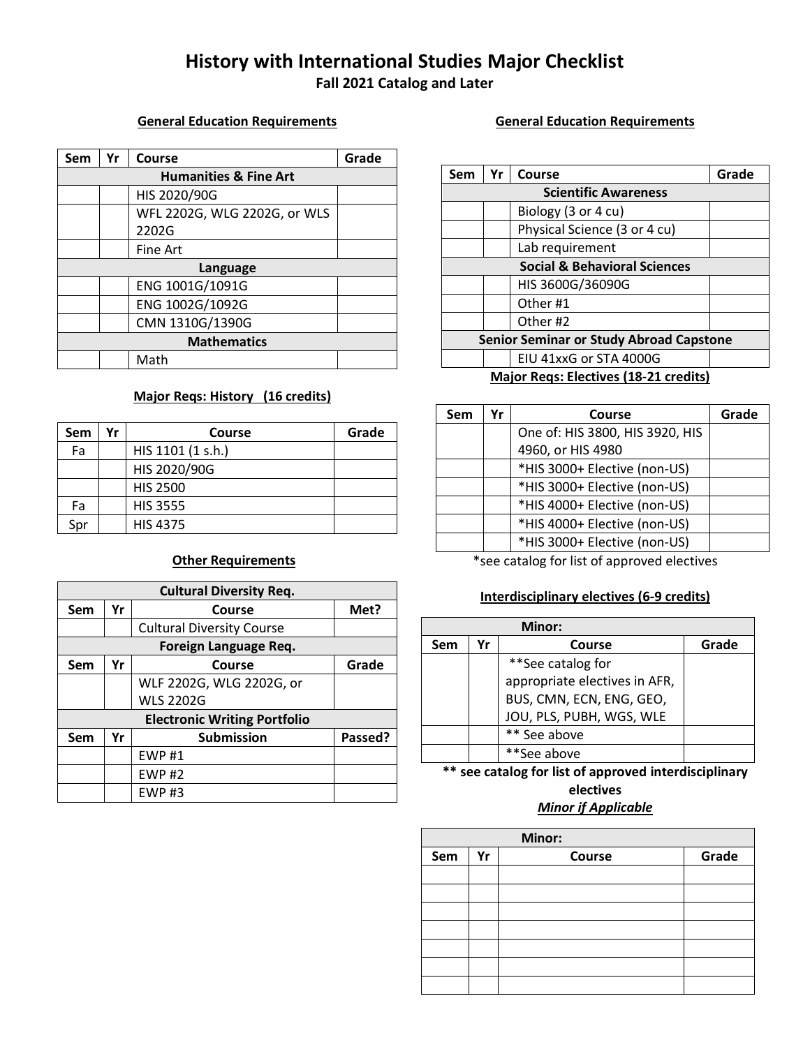# History with International Studies Major Checklist

**Fall 2021 Catalog and Later**

### General Education Requirements

| Sem | Yr | Course | Grade |
|---|---|---|---|
| **Humanities & Fine Art** | | | |
| | | HIS 2020/90G | |
| | | WFL 2202G, WLG 2202G, or WLS 2202G | |
| | | Fine Art | |
| **Language** | | | |
| | | ENG 1001G/1091G | |
| | | ENG 1002G/1092G | |
| | | CMN 1310G/1390G | |
| **Mathematics** | | | |
| | | Math | |

### General Education Requirements

| Sem | Yr | Course | Grade |
|---|---|---|---|
| **Scientific Awareness** | | | |
| | | Biology (3 or 4 cu) | |
| | | Physical Science (3 or 4 cu) | |
| | | Lab requirement | |
| **Social & Behavioral Sciences** | | | |
| | | HIS 3600G/36090G | |
| | | Other #1 | |
| | | Other #2 | |
| **Senior Seminar or Study Abroad Capstone** | | | |
| | | EIU 41xxG or STA 4000G | |

### Major Reqs: History (16 credits)

| Sem | Yr | Course | Grade |
|---|---|---|---|
| Fa | | HIS 1101 (1 s.h.) | |
| | | HIS 2020/90G | |
| | | HIS 2500 | |
| Fa | | HIS 3555 | |
| Spr | | HIS 4375 | |

### Major Reqs: Electives (18-21 credits)

| Sem | Yr | Course | Grade |
|---|---|---|---|
| | | One of: HIS 3800, HIS 3920, HIS 4960, or HIS 4980 | |
| | | *HIS 3000+ Elective (non-US) | |
| | | *HIS 3000+ Elective (non-US) | |
| | | *HIS 4000+ Elective (non-US) | |
| | | *HIS 4000+ Elective (non-US) | |
| | | *HIS 3000+ Elective (non-US) | |

*see catalog for list of approved electives

### Other Requirements

| Sem | Yr | Course | Met? |
|---|---|---|---|
| **Cultural Diversity Req.** | | | |
| | | Cultural Diversity Course | |
| **Foreign Language Req.** | | | |
| **Sem** | **Yr** | **Course** | **Grade** |
| | | WLF 2202G, WLG 2202G, or WLS 2202G | |
| **Electronic Writing Portfolio** | | | |
| **Sem** | **Yr** | **Submission** | **Passed?** |
| | | EWP #1 | |
| | | EWP #2 | |
| | | EWP #3 | |

### Interdisciplinary electives (6-9 credits)

| Minor: | | | |
|---|---|---|---|
| **Sem** | **Yr** | **Course** | **Grade** |
| | | **See catalog for appropriate electives in AFR, BUS, CMN, ECN, ENG, GEO, JOU, PLS, PUBH, WGS, WLE | |
| | | ** See above | |
| | | **See above | |

**** see catalog for list of approved interdisciplinary electives**

***Minor if Applicable***

| Minor: | | | |
|---|---|---|---|
| **Sem** | **Yr** | **Course** | **Grade** |
| | | | |
| | | | |
| | | | |
| | | | |
| | | | |
| | | | |
| | | | |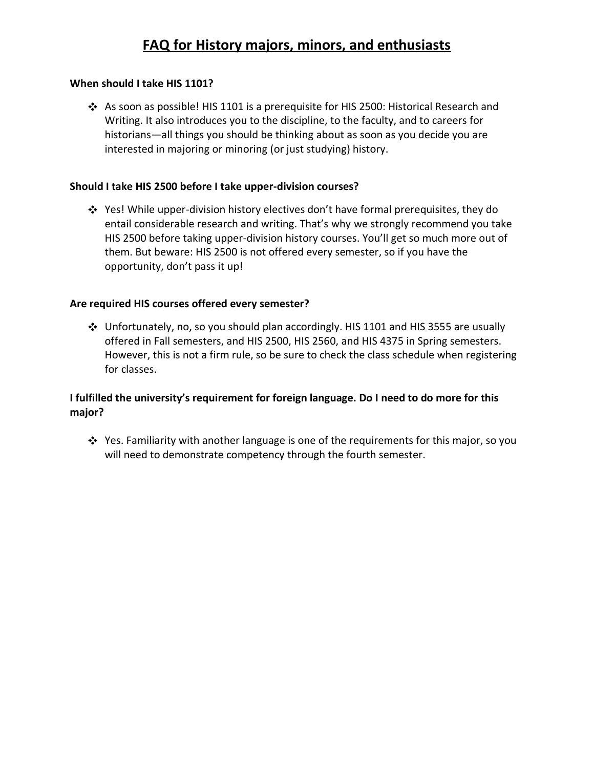# FAQ for History majors, minors, and enthusiasts

**When should I take HIS 1101?**

- As soon as possible! HIS 1101 is a prerequisite for HIS 2500: Historical Research and Writing. It also introduces you to the discipline, to the faculty, and to careers for historians—all things you should be thinking about as soon as you decide you are interested in majoring or minoring (or just studying) history.

**Should I take HIS 2500 before I take upper-division courses?**

- Yes! While upper-division history electives don't have formal prerequisites, they do entail considerable research and writing. That's why we strongly recommend you take HIS 2500 before taking upper-division history courses. You'll get so much more out of them. But beware: HIS 2500 is not offered every semester, so if you have the opportunity, don't pass it up!

**Are required HIS courses offered every semester?**

- Unfortunately, no, so you should plan accordingly. HIS 1101 and HIS 3555 are usually offered in Fall semesters, and HIS 2500, HIS 2560, and HIS 4375 in Spring semesters. However, this is not a firm rule, so be sure to check the class schedule when registering for classes.

**I fulfilled the university's requirement for foreign language. Do I need to do more for this major?**

- Yes. Familiarity with another language is one of the requirements for this major, so you will need to demonstrate competency through the fourth semester.